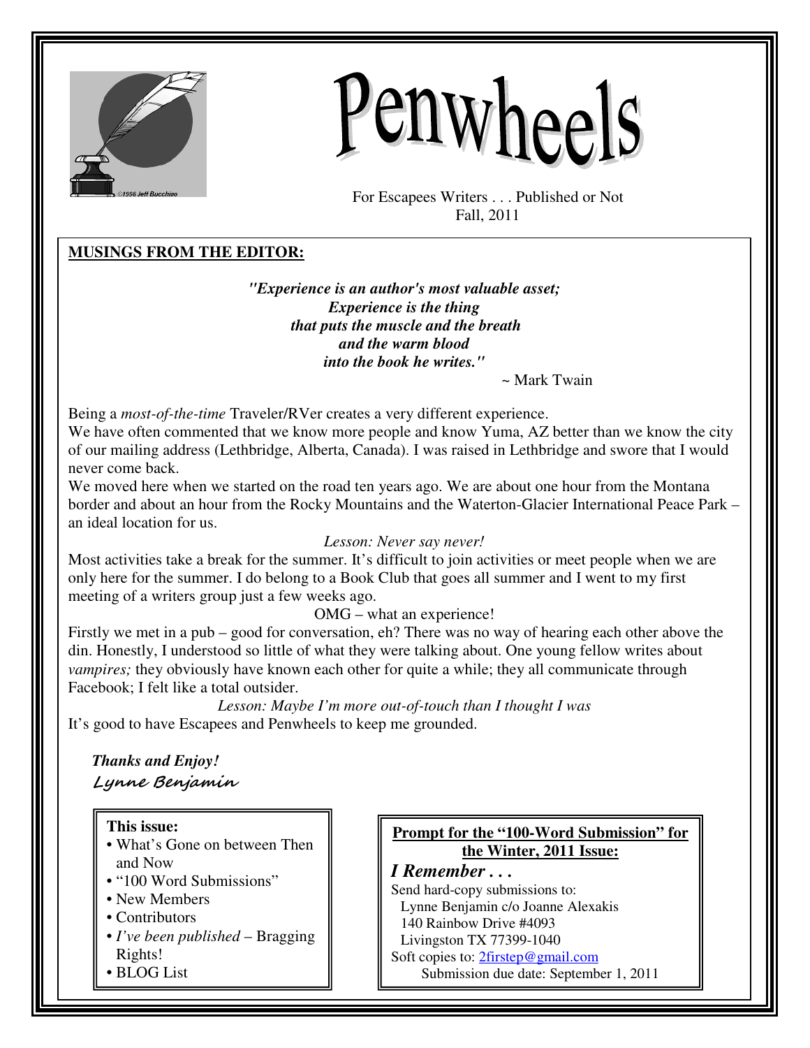# Penwheels

For Escapees Writers . . . Published or Not
Fall, 2011

## MUSINGS FROM THE EDITOR:

***"Experience is an author's most valuable asset;***
***Experience is the thing***
***that puts the muscle and the breath***
***and the warm blood***
***into the book he writes."***

~ Mark Twain

Being a *most-of-the-time* Traveler/RVer creates a very different experience.
We have often commented that we know more people and know Yuma, AZ better than we know the city of our mailing address (Lethbridge, Alberta, Canada). I was raised in Lethbridge and swore that I would never come back.
We moved here when we started on the road ten years ago. We are about one hour from the Montana border and about an hour from the Rocky Mountains and the Waterton-Glacier International Peace Park – an ideal location for us.

*Lesson: Never say never!*

Most activities take a break for the summer. It's difficult to join activities or meet people when we are only here for the summer. I do belong to a Book Club that goes all summer and I went to my first meeting of a writers group just a few weeks ago.

OMG – what an experience!

Firstly we met in a pub – good for conversation, eh? There was no way of hearing each other above the din. Honestly, I understood so little of what they were talking about. One young fellow writes about *vampires;* they obviously have known each other for quite a while; they all communicate through Facebook; I felt like a total outsider.

*Lesson: Maybe I'm more out-of-touch than I thought I was*

It's good to have Escapees and Penwheels to keep me grounded.

***Thanks and Enjoy!***
*Lynne Benjamin*

**This issue:**
- What's Gone on between Then and Now
- "100 Word Submissions"
- New Members
- Contributors
- *I've been published* – Bragging Rights!
- BLOG List

**Prompt for the "100-Word Submission" for the Winter, 2011 Issue:**

***I Remember . . .***

Send hard-copy submissions to:
Lynne Benjamin c/o Joanne Alexakis
140 Rainbow Drive #4093
Livingston TX 77399-1040
Soft copies to: 2firstep@gmail.com
Submission due date: September 1, 2011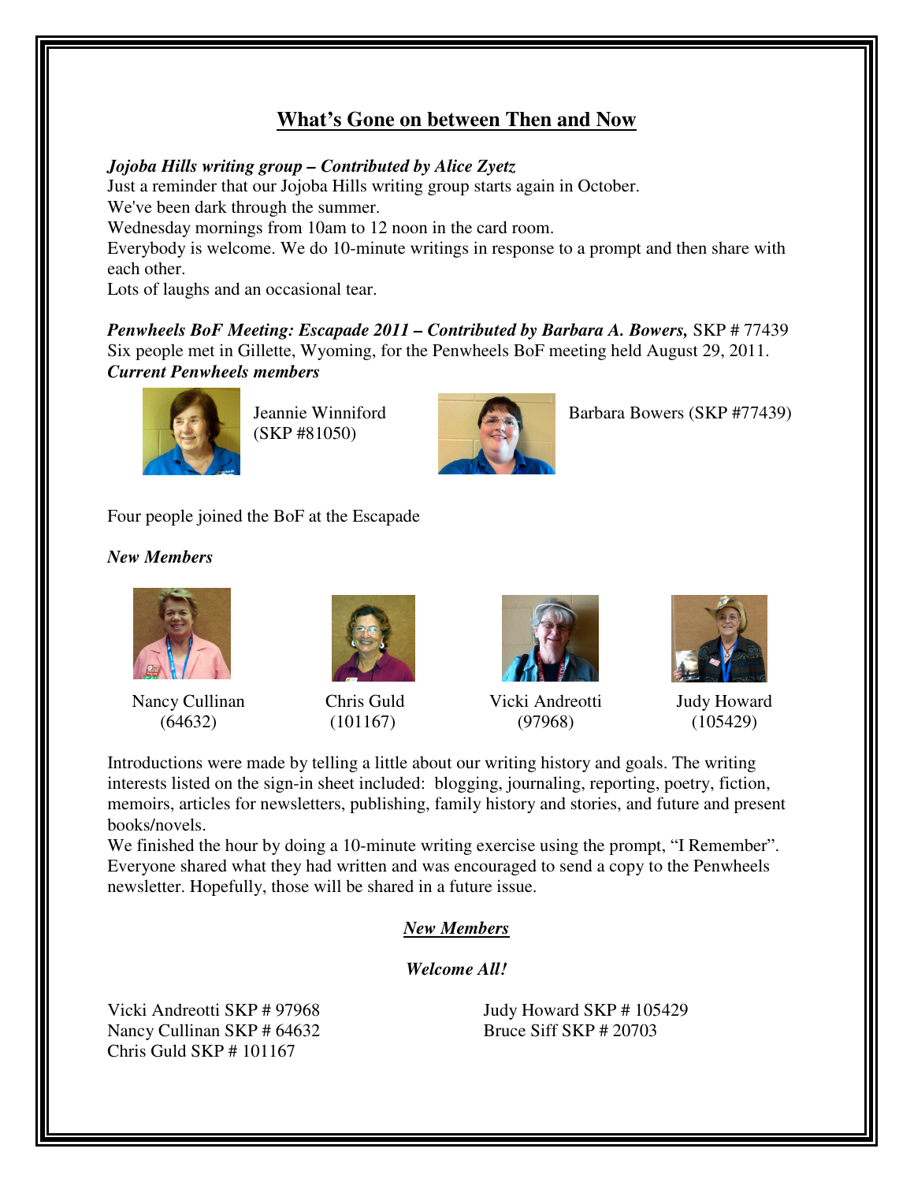## What's Gone on between Then and Now

***Jojoba Hills writing group – Contributed by Alice Zyetz***

Just a reminder that our Jojoba Hills writing group starts again in October.
We've been dark through the summer.
Wednesday mornings from 10am to 12 noon in the card room.
Everybody is welcome. We do 10-minute writings in response to a prompt and then share with each other.
Lots of laughs and an occasional tear.

***Penwheels BoF Meeting: Escapade 2011 – Contributed by Barbara A. Bowers,*** SKP # 77439

Six people met in Gillette, Wyoming, for the Penwheels BoF meeting held August 29, 2011.

***Current Penwheels members***

Jeannie Winniford (SKP #81050)

Barbara Bowers (SKP #77439)

Four people joined the BoF at the Escapade

***New Members***

Nancy Cullinan (64632)

Chris Guld (101167)

Vicki Andreotti (97968)

Judy Howard (105429)

Introductions were made by telling a little about our writing history and goals. The writing interests listed on the sign-in sheet included: blogging, journaling, reporting, poetry, fiction, memoirs, articles for newsletters, publishing, family history and stories, and future and present books/novels.

We finished the hour by doing a 10-minute writing exercise using the prompt, "I Remember". Everyone shared what they had written and was encouraged to send a copy to the Penwheels newsletter. Hopefully, those will be shared in a future issue.

***New Members***

***Welcome All!***

Vicki Andreotti SKP # 97968
Nancy Cullinan SKP # 64632
Chris Guld SKP # 101167
Judy Howard SKP # 105429
Bruce Siff SKP # 20703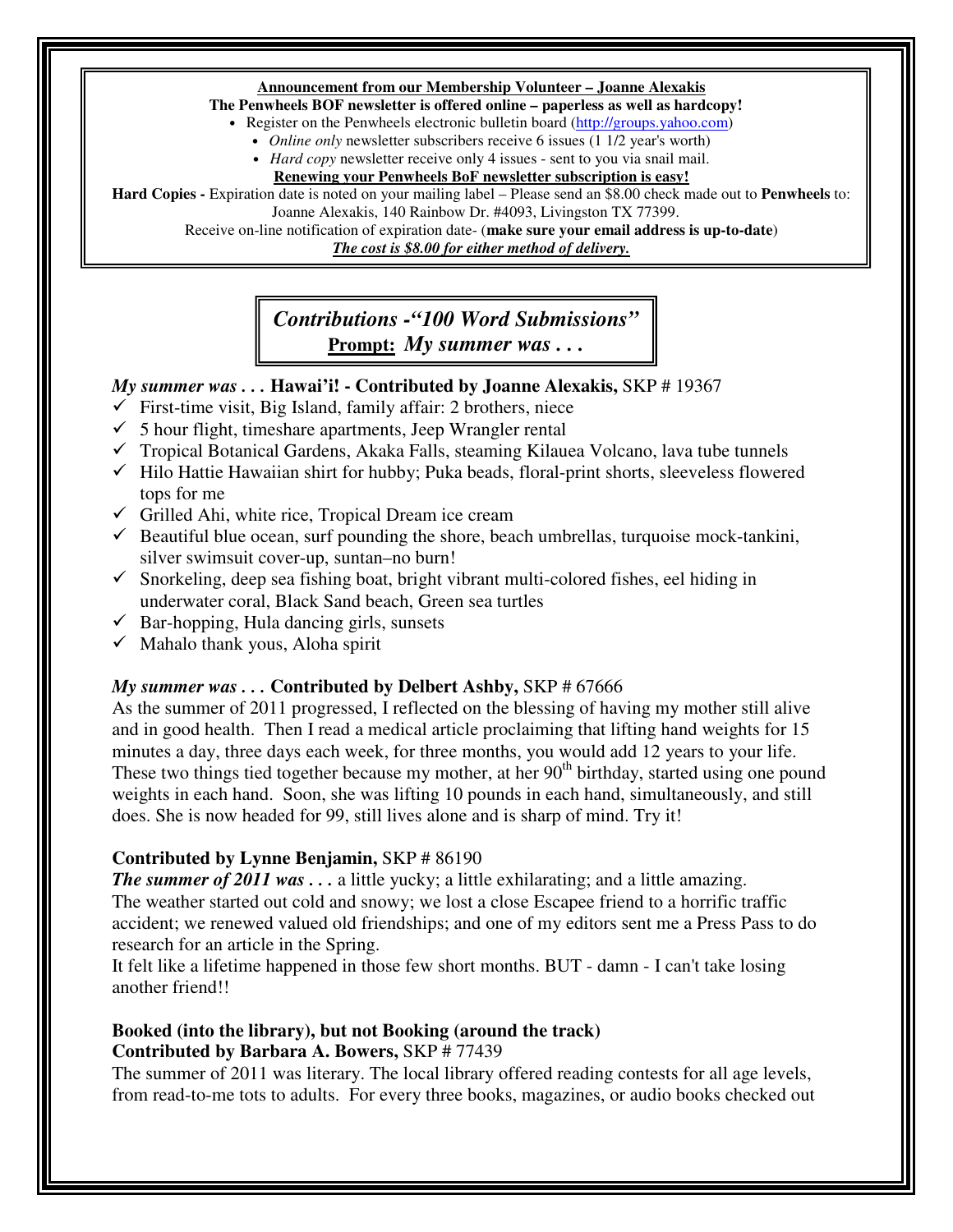**Announcement from our Membership Volunteer – Joanne Alexakis**

**The Penwheels BOF newsletter is offered online – paperless as well as hardcopy!**

- Register on the Penwheels electronic bulletin board (http://groups.yahoo.com)
  - *Online only* newsletter subscribers receive 6 issues (1 1/2 year's worth)
  - *Hard copy* newsletter receive only 4 issues - sent to you via snail mail.

**Renewing your Penwheels BoF newsletter subscription is easy!**

**Hard Copies -** Expiration date is noted on your mailing label – Please send an $8.00 check made out to **Penwheels** to: Joanne Alexakis, 140 Rainbow Dr. #4093, Livingston TX 77399.

Receive on-line notification of expiration date- (**make sure your email address is up-to-date**)

***The cost is $8.00 for either method of delivery.***

## *Contributions -"100 Word Submissions"*
## **Prompt:** *My summer was . . .*

***My summer was . . .* Hawai'i! - Contributed by Joanne Alexakis,** SKP # 19367

- ✓ First-time visit, Big Island, family affair: 2 brothers, niece
- ✓ 5 hour flight, timeshare apartments, Jeep Wrangler rental
- ✓ Tropical Botanical Gardens, Akaka Falls, steaming Kilauea Volcano, lava tube tunnels
- ✓ Hilo Hattie Hawaiian shirt for hubby; Puka beads, floral-print shorts, sleeveless flowered tops for me
- ✓ Grilled Ahi, white rice, Tropical Dream ice cream
- ✓ Beautiful blue ocean, surf pounding the shore, beach umbrellas, turquoise mock-tankini, silver swimsuit cover-up, suntan–no burn!
- ✓ Snorkeling, deep sea fishing boat, bright vibrant multi-colored fishes, eel hiding in underwater coral, Black Sand beach, Green sea turtles
- ✓ Bar-hopping, Hula dancing girls, sunsets
- ✓ Mahalo thank yous, Aloha spirit

***My summer was . . .* Contributed by Delbert Ashby,** SKP # 67666

As the summer of 2011 progressed, I reflected on the blessing of having my mother still alive and in good health. Then I read a medical article proclaiming that lifting hand weights for 15 minutes a day, three days each week, for three months, you would add 12 years to your life. These two things tied together because my mother, at her 90th birthday, started using one pound weights in each hand. Soon, she was lifting 10 pounds in each hand, simultaneously, and still does. She is now headed for 99, still lives alone and is sharp of mind. Try it!

**Contributed by Lynne Benjamin,** SKP # 86190

***The summer of 2011 was . . .*** a little yucky; a little exhilarating; and a little amazing. The weather started out cold and snowy; we lost a close Escapee friend to a horrific traffic accident; we renewed valued old friendships; and one of my editors sent me a Press Pass to do research for an article in the Spring.

It felt like a lifetime happened in those few short months. BUT - damn - I can't take losing another friend!!

**Booked (into the library), but not Booking (around the track)**
**Contributed by Barbara A. Bowers,** SKP # 77439

The summer of 2011 was literary. The local library offered reading contests for all age levels, from read-to-me tots to adults. For every three books, magazines, or audio books checked out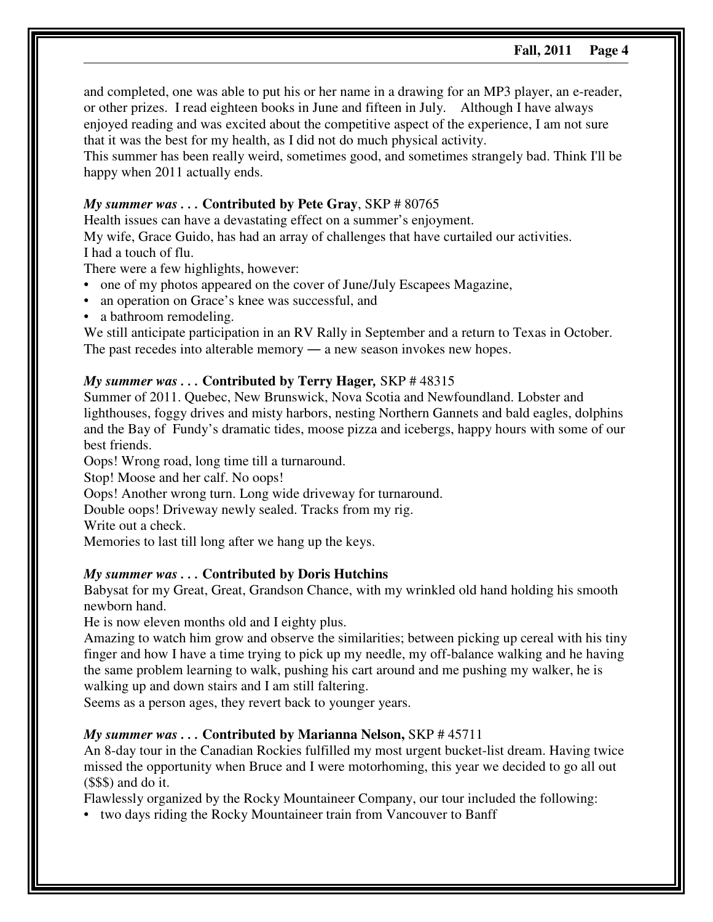and completed, one was able to put his or her name in a drawing for an MP3 player, an e-reader, or other prizes. I read eighteen books in June and fifteen in July. Although I have always enjoyed reading and was excited about the competitive aspect of the experience, I am not sure that it was the best for my health, as I did not do much physical activity.
This summer has been really weird, sometimes good, and sometimes strangely bad. Think I'll be happy when 2011 actually ends.

***My summer was . . .*** **Contributed by Pete Gray**, SKP # 80765

Health issues can have a devastating effect on a summer's enjoyment.
My wife, Grace Guido, has had an array of challenges that have curtailed our activities.
I had a touch of flu.
There were a few highlights, however:

- one of my photos appeared on the cover of June/July Escapees Magazine,
- an operation on Grace's knee was successful, and
- a bathroom remodeling.

We still anticipate participation in an RV Rally in September and a return to Texas in October.
The past recedes into alterable memory — a new season invokes new hopes.

***My summer was . . .*** **Contributed by Terry Hager,** SKP # 48315

Summer of 2011. Quebec, New Brunswick, Nova Scotia and Newfoundland. Lobster and lighthouses, foggy drives and misty harbors, nesting Northern Gannets and bald eagles, dolphins and the Bay of Fundy's dramatic tides, moose pizza and icebergs, happy hours with some of our best friends.
Oops! Wrong road, long time till a turnaround.
Stop! Moose and her calf. No oops!
Oops! Another wrong turn. Long wide driveway for turnaround.
Double oops! Driveway newly sealed. Tracks from my rig.
Write out a check.
Memories to last till long after we hang up the keys.

***My summer was . . .*** **Contributed by Doris Hutchins**

Babysat for my Great, Great, Grandson Chance, with my wrinkled old hand holding his smooth newborn hand.
He is now eleven months old and I eighty plus.
Amazing to watch him grow and observe the similarities; between picking up cereal with his tiny finger and how I have a time trying to pick up my needle, my off-balance walking and he having the same problem learning to walk, pushing his cart around and me pushing my walker, he is walking up and down stairs and I am still faltering.
Seems as a person ages, they revert back to younger years.

***My summer was . . .*** **Contributed by Marianna Nelson,** SKP # 45711

An 8-day tour in the Canadian Rockies fulfilled my most urgent bucket-list dream. Having twice missed the opportunity when Bruce and I were motorhoming, this year we decided to go all out ($$$) and do it.
Flawlessly organized by the Rocky Mountaineer Company, our tour included the following:

- two days riding the Rocky Mountaineer train from Vancouver to Banff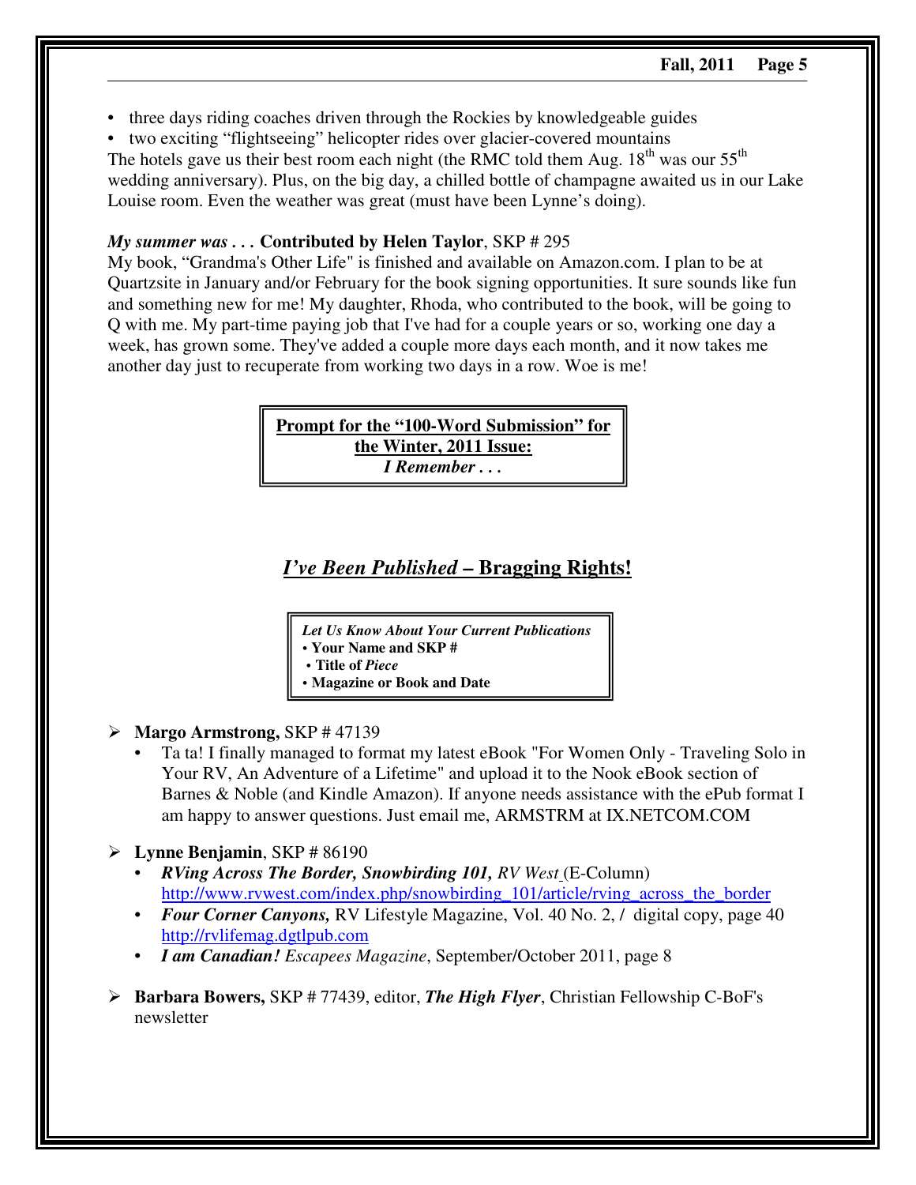- three days riding coaches driven through the Rockies by knowledgeable guides
- two exciting "flightseeing" helicopter rides over glacier-covered mountains

The hotels gave us their best room each night (the RMC told them Aug. 18th was our 55th wedding anniversary). Plus, on the big day, a chilled bottle of champagne awaited us in our Lake Louise room. Even the weather was great (must have been Lynne's doing).

***My summer was . . .*** **Contributed by Helen Taylor**, SKP # 295

My book, "Grandma's Other Life" is finished and available on Amazon.com. I plan to be at Quartzsite in January and/or February for the book signing opportunities. It sure sounds like fun and something new for me! My daughter, Rhoda, who contributed to the book, will be going to Q with me. My part-time paying job that I've had for a couple years or so, working one day a week, has grown some. They've added a couple more days each month, and it now takes me another day just to recuperate from working two days in a row. Woe is me!

**Prompt for the "100-Word Submission" for the Winter, 2011 Issue:**
***I Remember . . .***

## *I've Been Published* – Bragging Rights!

***Let Us Know About Your Current Publications***
- **Your Name and SKP #**
- **Title of *Piece***
- **Magazine or Book and Date**

- **Margo Armstrong,** SKP # 47139
  - Ta ta! I finally managed to format my latest eBook "For Women Only - Traveling Solo in Your RV, An Adventure of a Lifetime" and upload it to the Nook eBook section of Barnes & Noble (and Kindle Amazon). If anyone needs assistance with the ePub format I am happy to answer questions. Just email me, ARMSTRM at IX.NETCOM.COM

- **Lynne Benjamin**, SKP # 86190
  - ***RVing Across The Border, Snowbirding 101,*** *RV West* (E-Column) http://www.rvwest.com/index.php/snowbirding_101/article/rving_across_the_border
  - ***Four Corner Canyons,*** RV Lifestyle Magazine, Vol. 40 No. 2, / digital copy, page 40 http://rvlifemag.dgtlpub.com
  - ***I am Canadian!*** *Escapees Magazine*, September/October 2011, page 8

- **Barbara Bowers,** SKP # 77439, editor, ***The High Flyer***, Christian Fellowship C-BoF's newsletter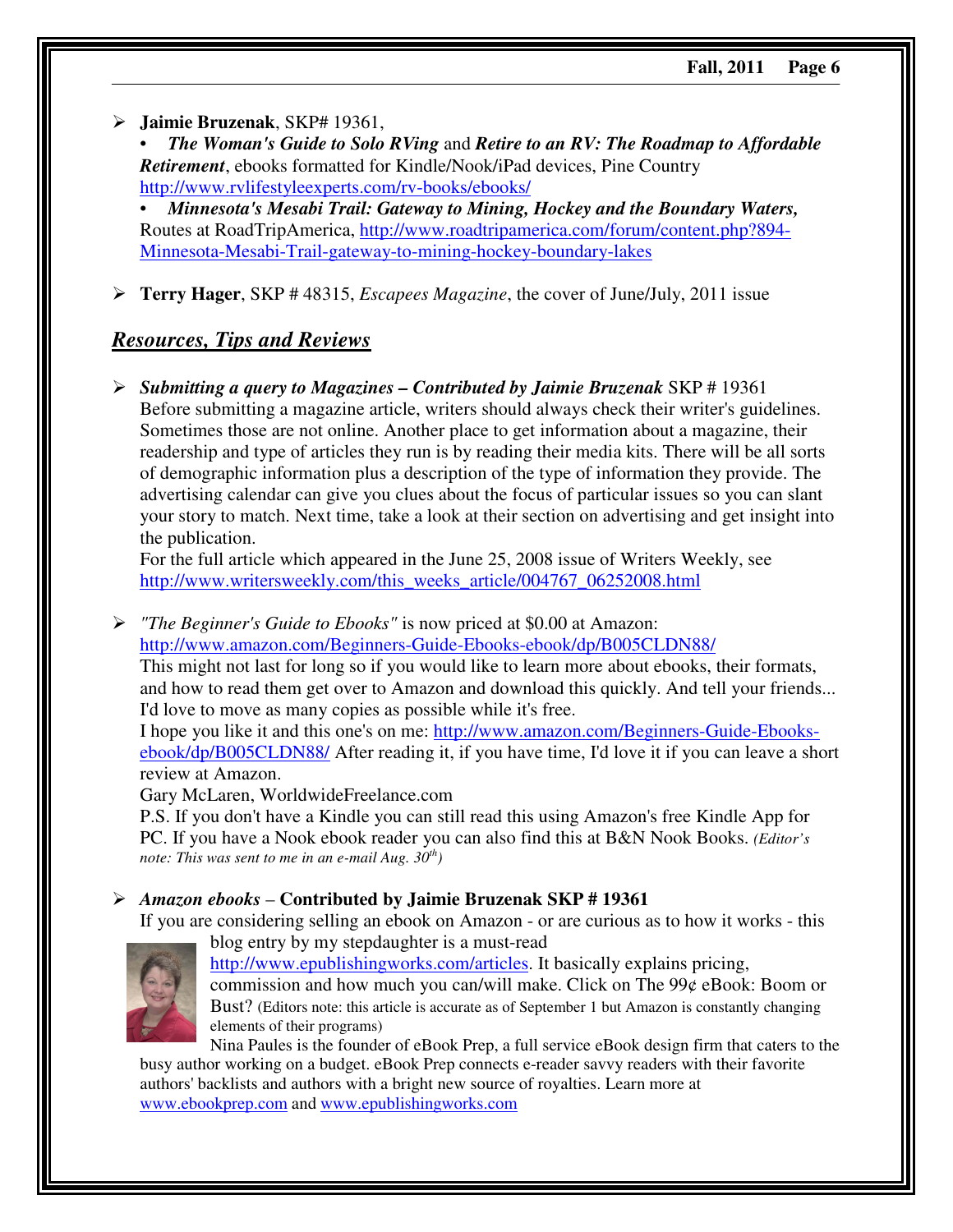- **Jaimie Bruzenak**, SKP# 19361,
  - ***The Woman's Guide to Solo RVing*** and ***Retire to an RV: The Roadmap to Affordable Retirement***, ebooks formatted for Kindle/Nook/iPad devices, Pine Country http://www.rvlifestyleexperts.com/rv-books/ebooks/
  - ***Minnesota's Mesabi Trail: Gateway to Mining, Hockey and the Boundary Waters,*** Routes at RoadTripAmerica, http://www.roadtripamerica.com/forum/content.php?894-Minnesota-Mesabi-Trail-gateway-to-mining-hockey-boundary-lakes

- **Terry Hager**, SKP # 48315, *Escapees Magazine*, the cover of June/July, 2011 issue

## *Resources, Tips and Reviews*

- ***Submitting a query to Magazines – Contributed by Jaimie Bruzenak*** SKP # 19361
  Before submitting a magazine article, writers should always check their writer's guidelines. Sometimes those are not online. Another place to get information about a magazine, their readership and type of articles they run is by reading their media kits. There will be all sorts of demographic information plus a description of the type of information they provide. The advertising calendar can give you clues about the focus of particular issues so you can slant your story to match. Next time, take a look at their section on advertising and get insight into the publication.
  For the full article which appeared in the June 25, 2008 issue of Writers Weekly, see http://www.writersweekly.com/this_weeks_article/004767_06252008.html

- *"The Beginner's Guide to Ebooks"* is now priced at $0.00 at Amazon: http://www.amazon.com/Beginners-Guide-Ebooks-ebook/dp/B005CLDN88/
  This might not last for long so if you would like to learn more about ebooks, their formats, and how to read them get over to Amazon and download this quickly. And tell your friends... I'd love to move as many copies as possible while it's free.
  I hope you like it and this one's on me: http://www.amazon.com/Beginners-Guide-Ebooks-ebook/dp/B005CLDN88/ After reading it, if you have time, I'd love it if you can leave a short review at Amazon.
  Gary McLaren, WorldwideFreelance.com
  P.S. If you don't have a Kindle you can still read this using Amazon's free Kindle App for PC. If you have a Nook ebook reader you can also find this at B&N Nook Books. *(Editor's note: This was sent to me in an e-mail Aug. 30th)*

- *Amazon ebooks* – **Contributed by Jaimie Bruzenak SKP # 19361**
  If you are considering selling an ebook on Amazon - or are curious as to how it works - this blog entry by my stepdaughter is a must-read http://www.epublishingworks.com/articles. It basically explains pricing, commission and how much you can/will make. Click on The 99¢ eBook: Boom or Bust? (Editors note: this article is accurate as of September 1 but Amazon is constantly changing elements of their programs)
  Nina Paules is the founder of eBook Prep, a full service eBook design firm that caters to the busy author working on a budget. eBook Prep connects e-reader savvy readers with their favorite authors' backlists and authors with a bright new source of royalties. Learn more at www.ebookprep.com and www.epublishingworks.com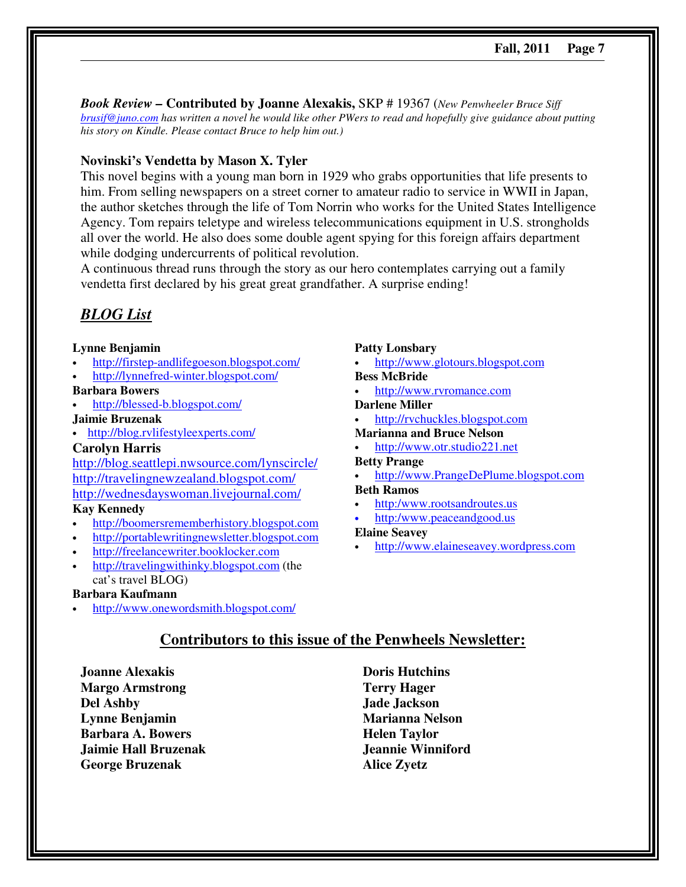***Book Review* – Contributed by Joanne Alexakis,** SKP # 19367 (*New Penwheeler Bruce Siff brusif@juno.com has written a novel he would like other PWers to read and hopefully give guidance about putting his story on Kindle. Please contact Bruce to help him out.)*

**Novinski's Vendetta by Mason X. Tyler**

This novel begins with a young man born in 1929 who grabs opportunities that life presents to him. From selling newspapers on a street corner to amateur radio to service in WWII in Japan, the author sketches through the life of Tom Norrin who works for the United States Intelligence Agency. Tom repairs teletype and wireless telecommunications equipment in U.S. strongholds all over the world. He also does some double agent spying for this foreign affairs department while dodging undercurrents of political revolution.

A continuous thread runs through the story as our hero contemplates carrying out a family vendetta first declared by his great great grandfather. A surprise ending!

## *BLOG List*

**Lynne Benjamin**
- http://firstep-andlifegoeson.blogspot.com/
- http://lynnefred-winter.blogspot.com/

**Barbara Bowers**
- http://blessed-b.blogspot.com/

**Jaimie Bruzenak**
- http://blog.rvlifestyleexperts.com/

**Carolyn Harris**

http://blog.seattlepi.nwsource.com/lynscircle/
http://travelingnewzealand.blogspot.com/
http://wednesdayswoman.livejournal.com/

**Kay Kennedy**
- http://boomersrememberhistory.blogspot.com
- http://portablewritingnewsletter.blogspot.com
- http://freelancewriter.booklocker.com
- http://travelingwithinky.blogspot.com (the cat's travel BLOG)

**Barbara Kaufmann**
- http://www.onewordsmith.blogspot.com/

**Patty Lonsbary**
- http://www.glotours.blogspot.com

**Bess McBride**
- http://www.rvromance.com

**Darlene Miller**
- http://rvchuckles.blogspot.com

**Marianna and Bruce Nelson**
- http://www.otr.studio221.net

**Betty Prange**
- http://www.PrangeDePlume.blogspot.com

**Beth Ramos**
- http:/www.rootsandroutes.us
- http:/www.peaceandgood.us

**Elaine Seavey**
- http://www.elaineseavey.wordpress.com

## Contributors to this issue of the Penwheels Newsletter:

**Joanne Alexakis**
**Margo Armstrong**
**Del Ashby**
**Lynne Benjamin**
**Barbara A. Bowers**
**Jaimie Hall Bruzenak**
**George Bruzenak**
**Doris Hutchins**
**Terry Hager**
**Jade Jackson**
**Marianna Nelson**
**Helen Taylor**
**Jeannie Winniford**
**Alice Zyetz**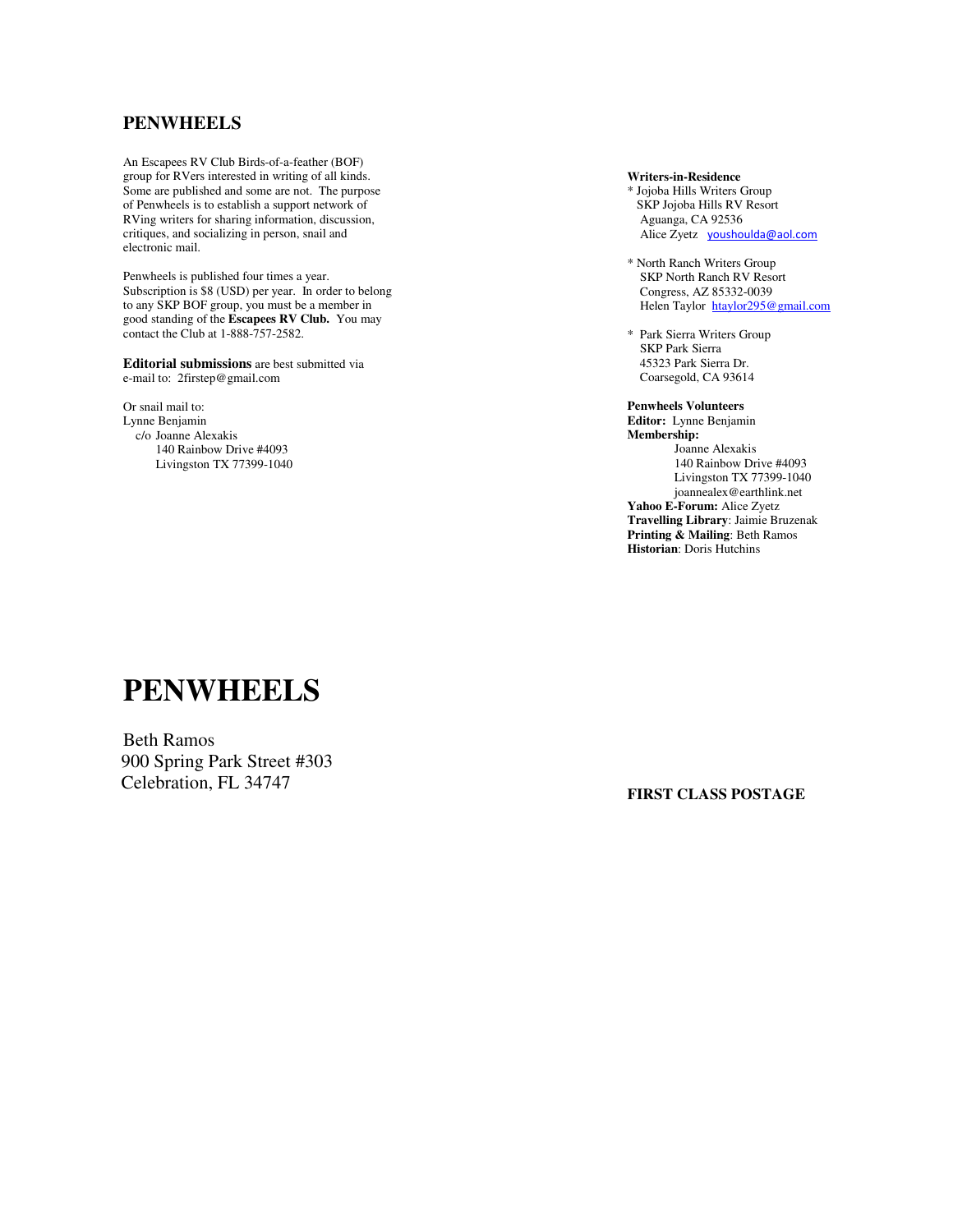## PENWHEELS

An Escapees RV Club Birds-of-a-feather (BOF) group for RVers interested in writing of all kinds. Some are published and some are not. The purpose of Penwheels is to establish a support network of RVing writers for sharing information, discussion, critiques, and socializing in person, snail and electronic mail.

Penwheels is published four times a year. Subscription is $8 (USD) per year. In order to belong to any SKP BOF group, you must be a member in good standing of the **Escapees RV Club.** You may contact the Club at 1-888-757-2582.

**Editorial submissions** are best submitted via e-mail to: 2firstep@gmail.com

Or snail mail to:
Lynne Benjamin
c/o Joanne Alexakis
140 Rainbow Drive #4093
Livingston TX 77399-1040

**Writers-in-Residence**

* Jojoba Hills Writers Group
  SKP Jojoba Hills RV Resort
  Aguanga, CA 92536
  Alice Zyetz youshoulda@aol.com

* North Ranch Writers Group
  SKP North Ranch RV Resort
  Congress, AZ 85332-0039
  Helen Taylor htaylor295@gmail.com

* Park Sierra Writers Group
  SKP Park Sierra
  45323 Park Sierra Dr.
  Coarsegold, CA 93614

**Penwheels Volunteers**
**Editor:** Lynne Benjamin
**Membership:**
Joanne Alexakis
140 Rainbow Drive #4093
Livingston TX 77399-1040
joannealex@earthlink.net
**Yahoo E-Forum:** Alice Zyetz
**Travelling Library**: Jaimie Bruzenak
**Printing & Mailing**: Beth Ramos
**Historian**: Doris Hutchins

# PENWHEELS

Beth Ramos
900 Spring Park Street #303
Celebration, FL 34747

**FIRST CLASS POSTAGE**